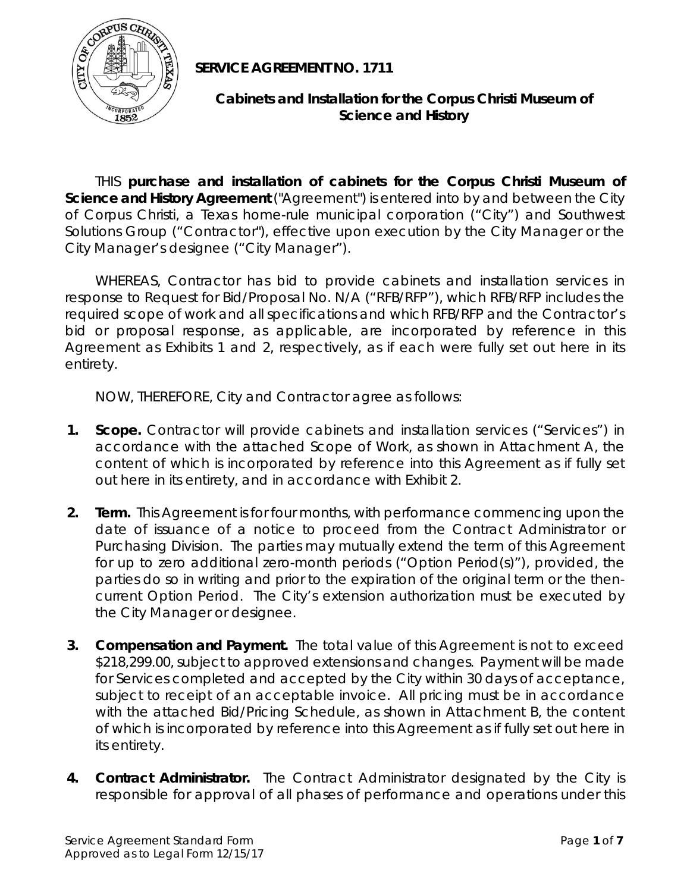**SERVICE AGREEMENT NO. 1711**

**Cabinets and Installation for the Corpus Christi Museum of Science and History**

THIS **purchase and installation of cabinets for the Corpus Christi Museum of Science and History Agreement** ("Agreement") is entered into by and between the City of Corpus Christi, a Texas home-rule municipal corporation ("City") and Southwest Solutions Group ("Contractor"), effective upon execution by the City Manager or the City Manager's designee ("City Manager").

WHEREAS, Contractor has bid to provide cabinets and installation services in response to Request for Bid/Proposal No. N/A ("RFB/RFP"), which RFB/RFP includes the required scope of work and all specifications and which RFB/RFP and the Contractor's bid or proposal response, as applicable, are incorporated by reference in this Agreement as Exhibits 1 and 2, respectively, as if each were fully set out here in its entirety.

NOW, THEREFORE, City and Contractor agree as follows:

1. **Scope.** Contractor will provide cabinets and installation services ("Services") in accordance with the attached Scope of Work, as shown in Attachment A, the content of which is incorporated by reference into this Agreement as if fully set out here in its entirety, and in accordance with Exhibit 2.

2. **Term.** This Agreement is for four months, with performance commencing upon the date of issuance of a notice to proceed from the Contract Administrator or Purchasing Division. The parties may mutually extend the term of this Agreement for up to zero additional zero-month periods ("Option Period(s)"), provided, the parties do so in writing and prior to the expiration of the original term or the then-current Option Period. The City's extension authorization must be executed by the City Manager or designee.

3. **Compensation and Payment.** The total value of this Agreement is not to exceed $218,299.00, subject to approved extensions and changes. Payment will be made for Services completed and accepted by the City within 30 days of acceptance, subject to receipt of an acceptable invoice. All pricing must be in accordance with the attached Bid/Pricing Schedule, as shown in Attachment B, the content of which is incorporated by reference into this Agreement as if fully set out here in its entirety.

4. **Contract Administrator.** The Contract Administrator designated by the City is responsible for approval of all phases of performance and operations under this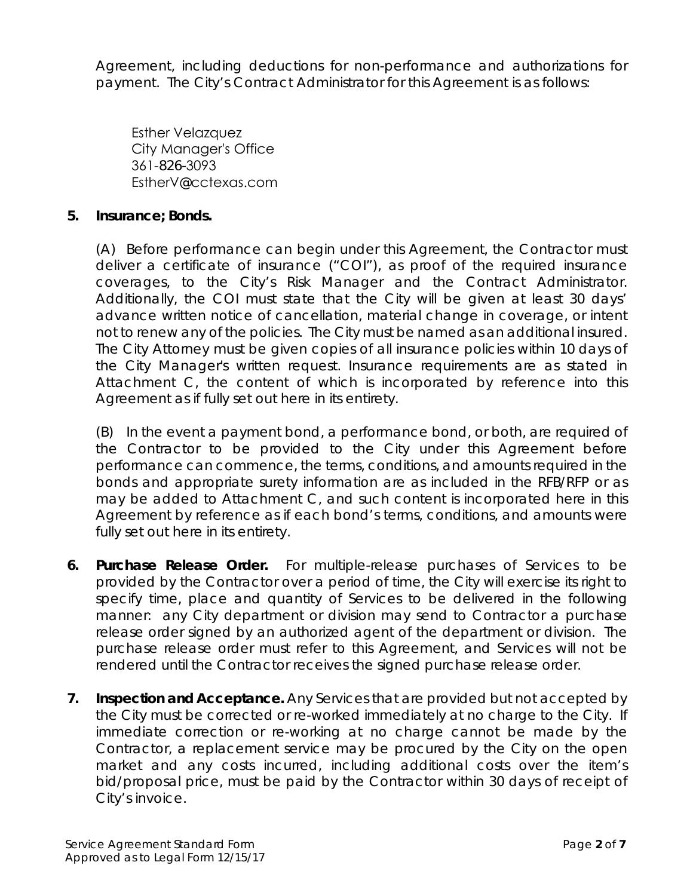Agreement, including deductions for non-performance and authorizations for payment. The City's Contract Administrator for this Agreement is as follows:

Esther Velazquez
City Manager's Office
361-826-3093
EstherV@cctexas.com

**5. Insurance; Bonds.**

(A) Before performance can begin under this Agreement, the Contractor must deliver a certificate of insurance ("COI"), as proof of the required insurance coverages, to the City's Risk Manager and the Contract Administrator. Additionally, the COI must state that the City will be given at least 30 days' advance written notice of cancellation, material change in coverage, or intent not to renew any of the policies. The City must be named as an additional insured. The City Attorney must be given copies of all insurance policies within 10 days of the City Manager's written request. Insurance requirements are as stated in Attachment C, the content of which is incorporated by reference into this Agreement as if fully set out here in its entirety.

(B) In the event a payment bond, a performance bond, or both, are required of the Contractor to be provided to the City under this Agreement before performance can commence, the terms, conditions, and amounts required in the bonds and appropriate surety information are as included in the RFB/RFP or as may be added to Attachment C, and such content is incorporated here in this Agreement by reference as if each bond's terms, conditions, and amounts were fully set out here in its entirety.

**6. Purchase Release Order.** For multiple-release purchases of Services to be provided by the Contractor over a period of time, the City will exercise its right to specify time, place and quantity of Services to be delivered in the following manner: any City department or division may send to Contractor a purchase release order signed by an authorized agent of the department or division. The purchase release order must refer to this Agreement, and Services will not be rendered until the Contractor receives the signed purchase release order.

**7. Inspection and Acceptance.** Any Services that are provided but not accepted by the City must be corrected or re-worked immediately at no charge to the City. If immediate correction or re-working at no charge cannot be made by the Contractor, a replacement service may be procured by the City on the open market and any costs incurred, including additional costs over the item's bid/proposal price, must be paid by the Contractor within 30 days of receipt of City's invoice.

Service Agreement Standard Form
Approved as to Legal Form 12/15/17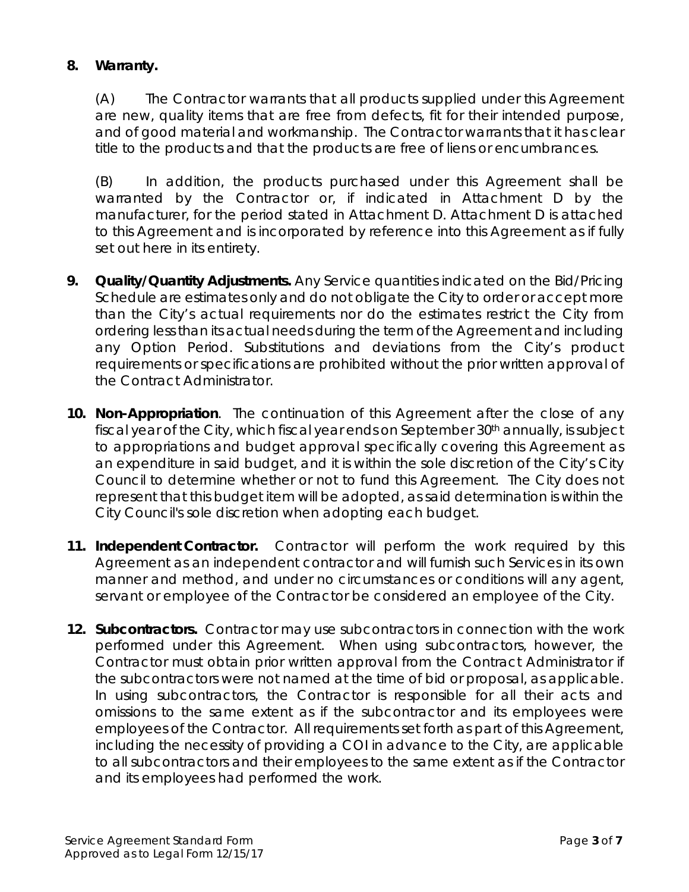**8. Warranty.**

(A) The Contractor warrants that all products supplied under this Agreement are new, quality items that are free from defects, fit for their intended purpose, and of good material and workmanship. The Contractor warrants that it has clear title to the products and that the products are free of liens or encumbrances.

(B) In addition, the products purchased under this Agreement shall be warranted by the Contractor or, if indicated in Attachment D by the manufacturer, for the period stated in Attachment D. Attachment D is attached to this Agreement and is incorporated by reference into this Agreement as if fully set out here in its entirety.

**9. Quality/Quantity Adjustments.** Any Service quantities indicated on the Bid/Pricing Schedule are estimates only and do not obligate the City to order or accept more than the City's actual requirements nor do the estimates restrict the City from ordering less than its actual needs during the term of the Agreement and including any Option Period. Substitutions and deviations from the City's product requirements or specifications are prohibited without the prior written approval of the Contract Administrator.

**10. Non-Appropriation**. The continuation of this Agreement after the close of any fiscal year of the City, which fiscal year ends on September 30th annually, is subject to appropriations and budget approval specifically covering this Agreement as an expenditure in said budget, and it is within the sole discretion of the City's City Council to determine whether or not to fund this Agreement. The City does not represent that this budget item will be adopted, as said determination is within the City Council's sole discretion when adopting each budget.

**11. Independent Contractor.** Contractor will perform the work required by this Agreement as an independent contractor and will furnish such Services in its own manner and method, and under no circumstances or conditions will any agent, servant or employee of the Contractor be considered an employee of the City.

**12. Subcontractors.** Contractor may use subcontractors in connection with the work performed under this Agreement. When using subcontractors, however, the Contractor must obtain prior written approval from the Contract Administrator if the subcontractors were not named at the time of bid or proposal, as applicable. In using subcontractors, the Contractor is responsible for all their acts and omissions to the same extent as if the subcontractor and its employees were employees of the Contractor. All requirements set forth as part of this Agreement, including the necessity of providing a COI in advance to the City, are applicable to all subcontractors and their employees to the same extent as if the Contractor and its employees had performed the work.

Service Agreement Standard Form
Approved as to Legal Form 12/15/17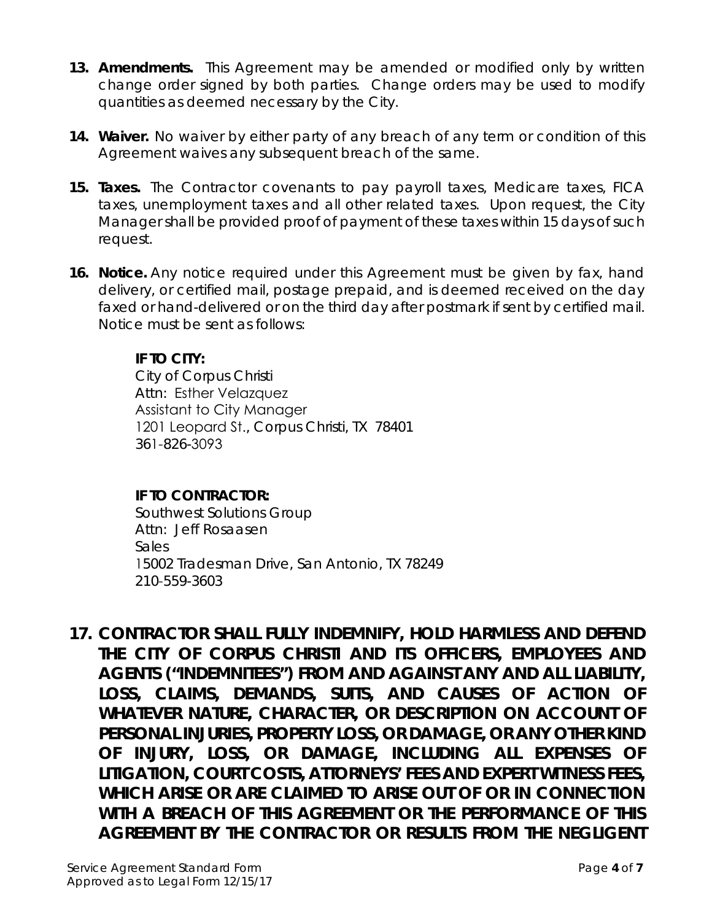**13. Amendments.** This Agreement may be amended or modified only by written change order signed by both parties. Change orders may be used to modify quantities as deemed necessary by the City.

**14. Waiver.** No waiver by either party of any breach of any term or condition of this Agreement waives any subsequent breach of the same.

**15. Taxes.** The Contractor covenants to pay payroll taxes, Medicare taxes, FICA taxes, unemployment taxes and all other related taxes. Upon request, the City Manager shall be provided proof of payment of these taxes within 15 days of such request.

**16. Notice.** Any notice required under this Agreement must be given by fax, hand delivery, or certified mail, postage prepaid, and is deemed received on the day faxed or hand-delivered or on the third day after postmark if sent by certified mail. Notice must be sent as follows:

**IF TO CITY:**
City of Corpus Christi
Attn: Esther Velazquez
Assistant to City Manager
1201 Leopard St., Corpus Christi, TX 78401
361-826-3093

**IF TO CONTRACTOR:**
Southwest Solutions Group
Attn: Jeff Rosaasen
Sales
15002 Tradesman Drive, San Antonio, TX 78249
210-559-3603

**17. CONTRACTOR SHALL FULLY INDEMNIFY, HOLD HARMLESS AND DEFEND THE CITY OF CORPUS CHRISTI AND ITS OFFICERS, EMPLOYEES AND AGENTS ("INDEMNITEES") FROM AND AGAINST ANY AND ALL LIABILITY, LOSS, CLAIMS, DEMANDS, SUITS, AND CAUSES OF ACTION OF WHATEVER NATURE, CHARACTER, OR DESCRIPTION ON ACCOUNT OF PERSONAL INJURIES, PROPERTY LOSS, OR DAMAGE, OR ANY OTHER KIND OF INJURY, LOSS, OR DAMAGE, INCLUDING ALL EXPENSES OF LITIGATION, COURT COSTS, ATTORNEYS' FEES AND EXPERT WITNESS FEES, WHICH ARISE OR ARE CLAIMED TO ARISE OUT OF OR IN CONNECTION WITH A BREACH OF THIS AGREEMENT OR THE PERFORMANCE OF THIS AGREEMENT BY THE CONTRACTOR OR RESULTS FROM THE NEGLIGENT**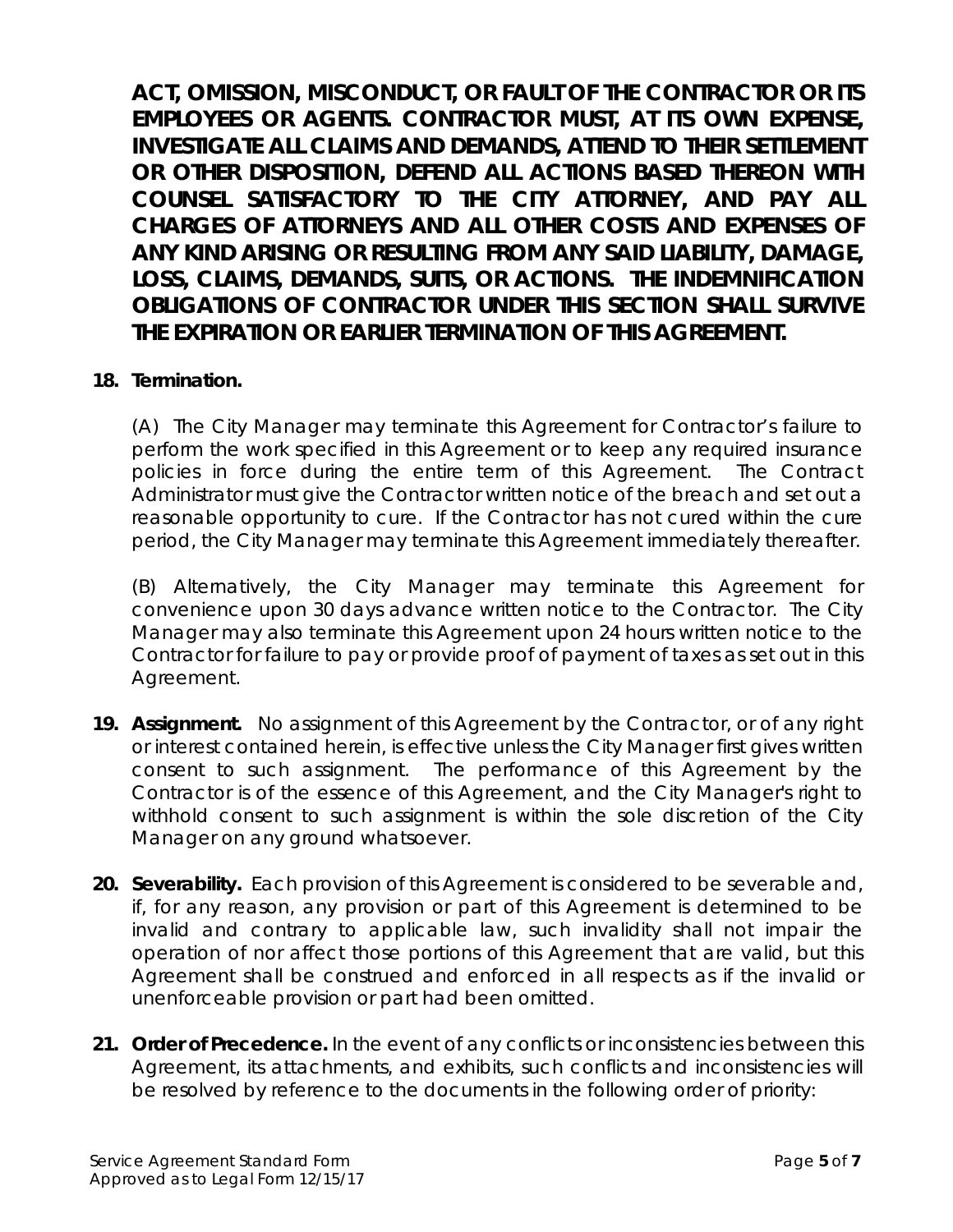**ACT, OMISSION, MISCONDUCT, OR FAULT OF THE CONTRACTOR OR ITS EMPLOYEES OR AGENTS. CONTRACTOR MUST, AT ITS OWN EXPENSE, INVESTIGATE ALL CLAIMS AND DEMANDS, ATTEND TO THEIR SETTLEMENT OR OTHER DISPOSITION, DEFEND ALL ACTIONS BASED THEREON WITH COUNSEL SATISFACTORY TO THE CITY ATTORNEY, AND PAY ALL CHARGES OF ATTORNEYS AND ALL OTHER COSTS AND EXPENSES OF ANY KIND ARISING OR RESULTING FROM ANY SAID LIABILITY, DAMAGE, LOSS, CLAIMS, DEMANDS, SUITS, OR ACTIONS. THE INDEMNIFICATION OBLIGATIONS OF CONTRACTOR UNDER THIS SECTION SHALL SURVIVE THE EXPIRATION OR EARLIER TERMINATION OF THIS AGREEMENT.**

**18. Termination.**

(A) The City Manager may terminate this Agreement for Contractor's failure to perform the work specified in this Agreement or to keep any required insurance policies in force during the entire term of this Agreement. The Contract Administrator must give the Contractor written notice of the breach and set out a reasonable opportunity to cure. If the Contractor has not cured within the cure period, the City Manager may terminate this Agreement immediately thereafter.

(B) Alternatively, the City Manager may terminate this Agreement for convenience upon 30 days advance written notice to the Contractor. The City Manager may also terminate this Agreement upon 24 hours written notice to the Contractor for failure to pay or provide proof of payment of taxes as set out in this Agreement.

**19. Assignment.** No assignment of this Agreement by the Contractor, or of any right or interest contained herein, is effective unless the City Manager first gives written consent to such assignment. The performance of this Agreement by the Contractor is of the essence of this Agreement, and the City Manager's right to withhold consent to such assignment is within the sole discretion of the City Manager on any ground whatsoever.

**20. Severability.** Each provision of this Agreement is considered to be severable and, if, for any reason, any provision or part of this Agreement is determined to be invalid and contrary to applicable law, such invalidity shall not impair the operation of nor affect those portions of this Agreement that are valid, but this Agreement shall be construed and enforced in all respects as if the invalid or unenforceable provision or part had been omitted.

**21. Order of Precedence.** In the event of any conflicts or inconsistencies between this Agreement, its attachments, and exhibits, such conflicts and inconsistencies will be resolved by reference to the documents in the following order of priority:

Service Agreement Standard Form
Approved as to Legal Form 12/15/17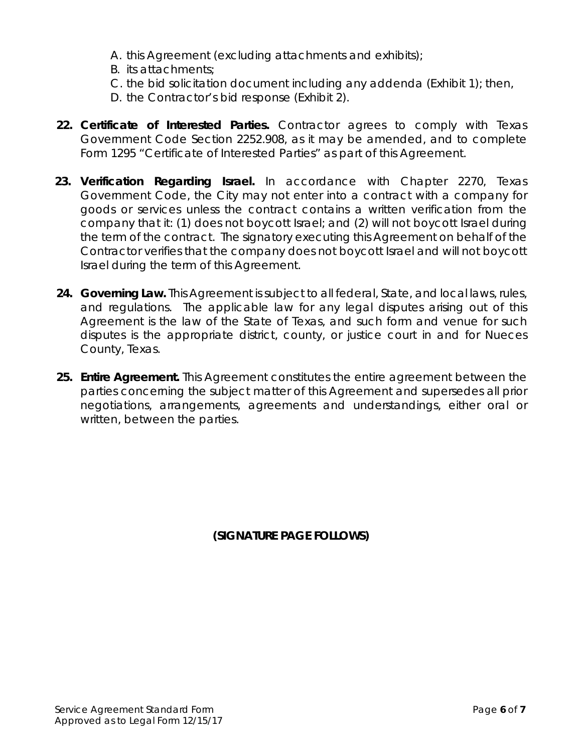A. this Agreement (excluding attachments and exhibits);
B. its attachments;
C. the bid solicitation document including any addenda (Exhibit 1); then,
D. the Contractor's bid response (Exhibit 2).

22. **Certificate of Interested Parties.** Contractor agrees to comply with Texas Government Code Section 2252.908, as it may be amended, and to complete Form 1295 "Certificate of Interested Parties" as part of this Agreement.

23. **Verification Regarding Israel.** In accordance with Chapter 2270, Texas Government Code, the City may not enter into a contract with a company for goods or services unless the contract contains a written verification from the company that it: (1) does not boycott Israel; and (2) will not boycott Israel during the term of the contract. The signatory executing this Agreement on behalf of the Contractor verifies that the company does not boycott Israel and will not boycott Israel during the term of this Agreement.

24. **Governing Law.** This Agreement is subject to all federal, State, and local laws, rules, and regulations. The applicable law for any legal disputes arising out of this Agreement is the law of the State of Texas, and such form and venue for such disputes is the appropriate district, county, or justice court in and for Nueces County, Texas.

25. **Entire Agreement.** This Agreement constitutes the entire agreement between the parties concerning the subject matter of this Agreement and supersedes all prior negotiations, arrangements, agreements and understandings, either oral or written, between the parties.

**(SIGNATURE PAGE FOLLOWS)**

Service Agreement Standard Form
Approved as to Legal Form 12/15/17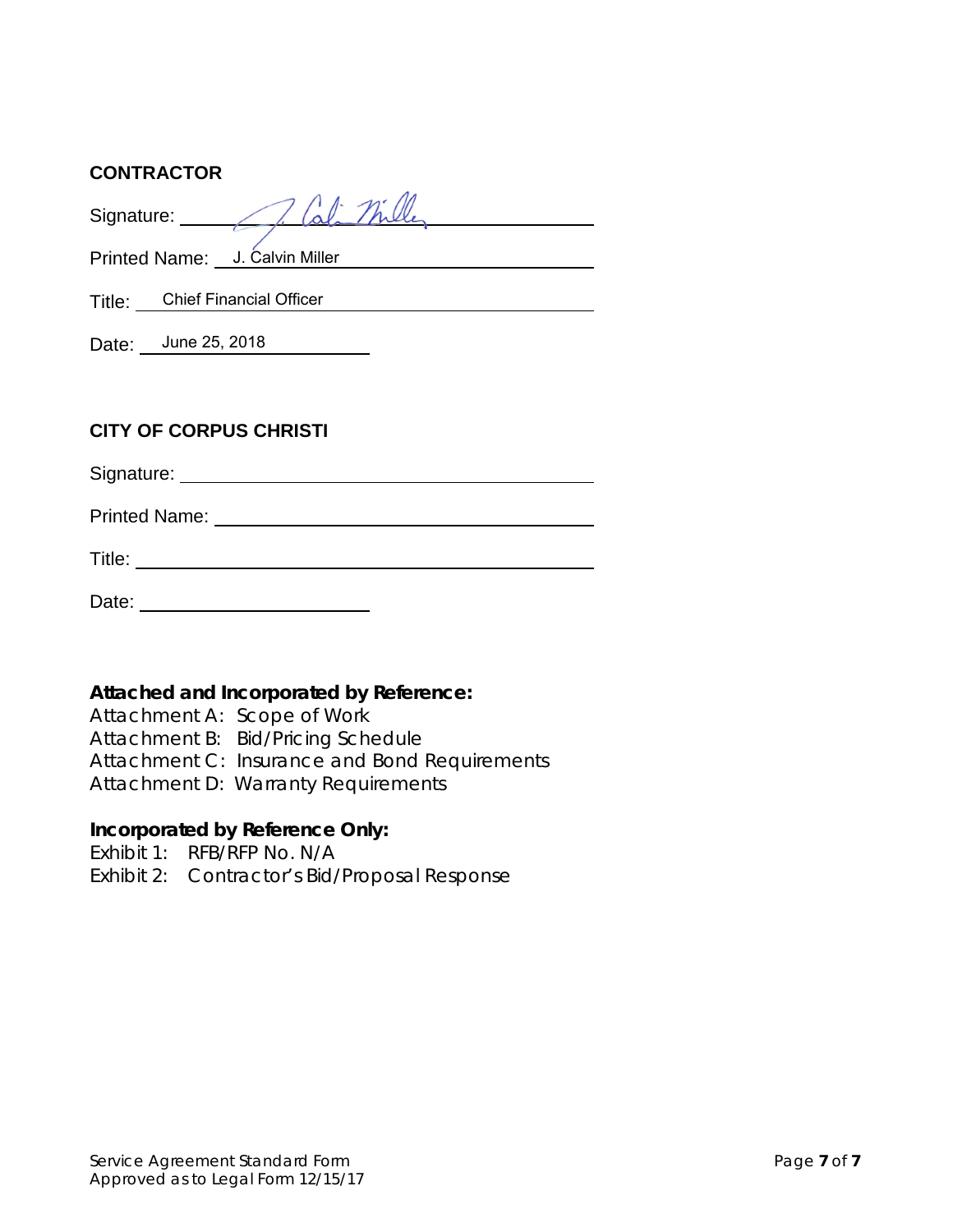**CONTRACTOR**

Signature: J. Calvin Miller

Printed Name: J. Calvin Miller

Title: Chief Financial Officer

Date: June 25, 2018

**CITY OF CORPUS CHRISTI**

Signature: ______________________

Printed Name: ______________________

Title: ______________________

Date: ______________________

**Attached and Incorporated by Reference:**

Attachment A: Scope of Work
Attachment B: Bid/Pricing Schedule
Attachment C: Insurance and Bond Requirements
Attachment D: Warranty Requirements

**Incorporated by Reference Only:**

Exhibit 1: RFB/RFP No. N/A
Exhibit 2: Contractor's Bid/Proposal Response

Service Agreement Standard Form
Approved as to Legal Form 12/15/17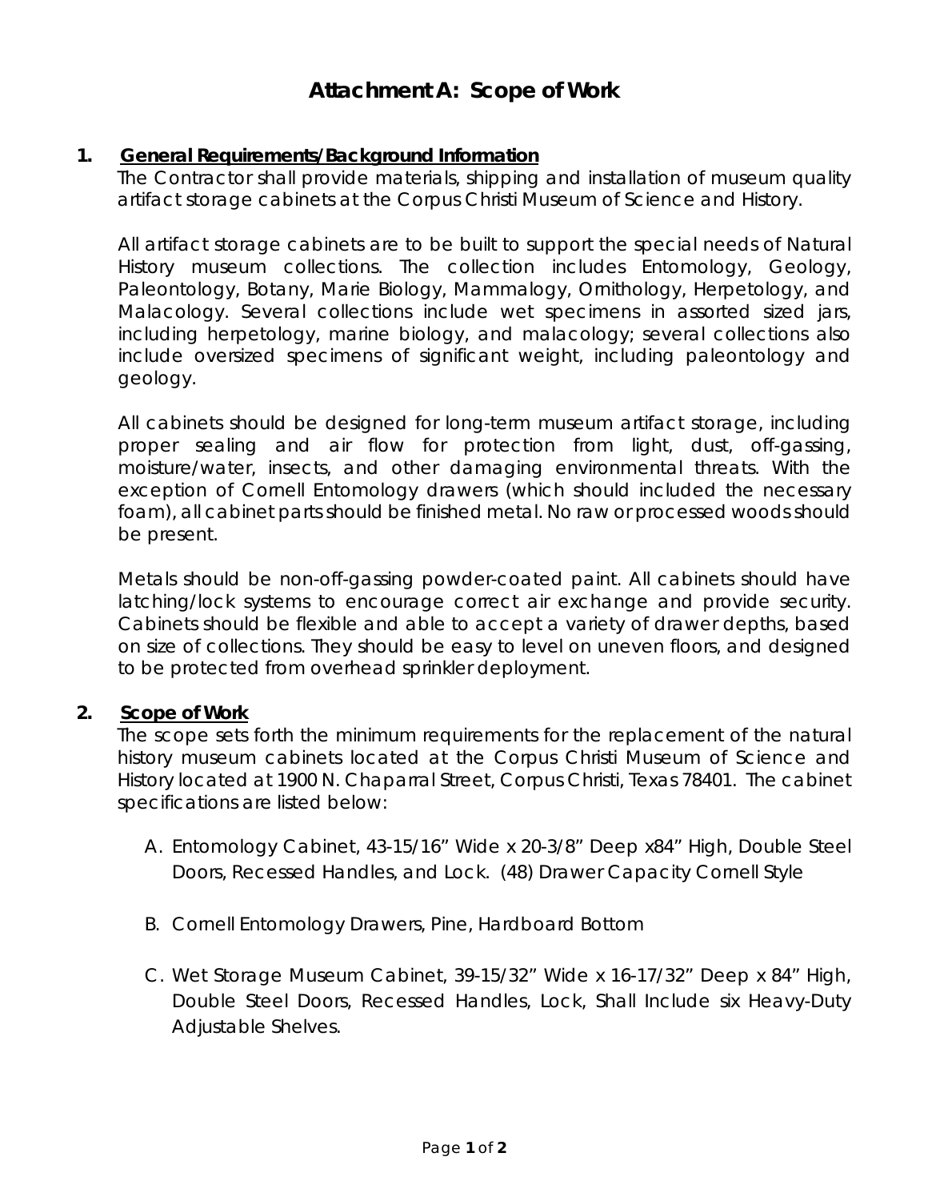# Attachment A: Scope of Work

## 1. General Requirements/Background Information

The Contractor shall provide materials, shipping and installation of museum quality artifact storage cabinets at the Corpus Christi Museum of Science and History.

All artifact storage cabinets are to be built to support the special needs of Natural History museum collections. The collection includes Entomology, Geology, Paleontology, Botany, Marie Biology, Mammalogy, Ornithology, Herpetology, and Malacology. Several collections include wet specimens in assorted sized jars, including herpetology, marine biology, and malacology; several collections also include oversized specimens of significant weight, including paleontology and geology.

All cabinets should be designed for long-term museum artifact storage, including proper sealing and air flow for protection from light, dust, off-gassing, moisture/water, insects, and other damaging environmental threats. With the exception of Cornell Entomology drawers (which should included the necessary foam), all cabinet parts should be finished metal. No raw or processed woods should be present.

Metals should be non-off-gassing powder-coated paint. All cabinets should have latching/lock systems to encourage correct air exchange and provide security. Cabinets should be flexible and able to accept a variety of drawer depths, based on size of collections. They should be easy to level on uneven floors, and designed to be protected from overhead sprinkler deployment.

## 2. Scope of Work

The scope sets forth the minimum requirements for the replacement of the natural history museum cabinets located at the Corpus Christi Museum of Science and History located at 1900 N. Chaparral Street, Corpus Christi, Texas 78401. The cabinet specifications are listed below:

A. Entomology Cabinet, 43-15/16" Wide x 20-3/8" Deep x84" High, Double Steel Doors, Recessed Handles, and Lock. (48) Drawer Capacity Cornell Style

B. Cornell Entomology Drawers, Pine, Hardboard Bottom

C. Wet Storage Museum Cabinet, 39-15/32" Wide x 16-17/32" Deep x 84" High, Double Steel Doors, Recessed Handles, Lock, Shall Include six Heavy-Duty Adjustable Shelves.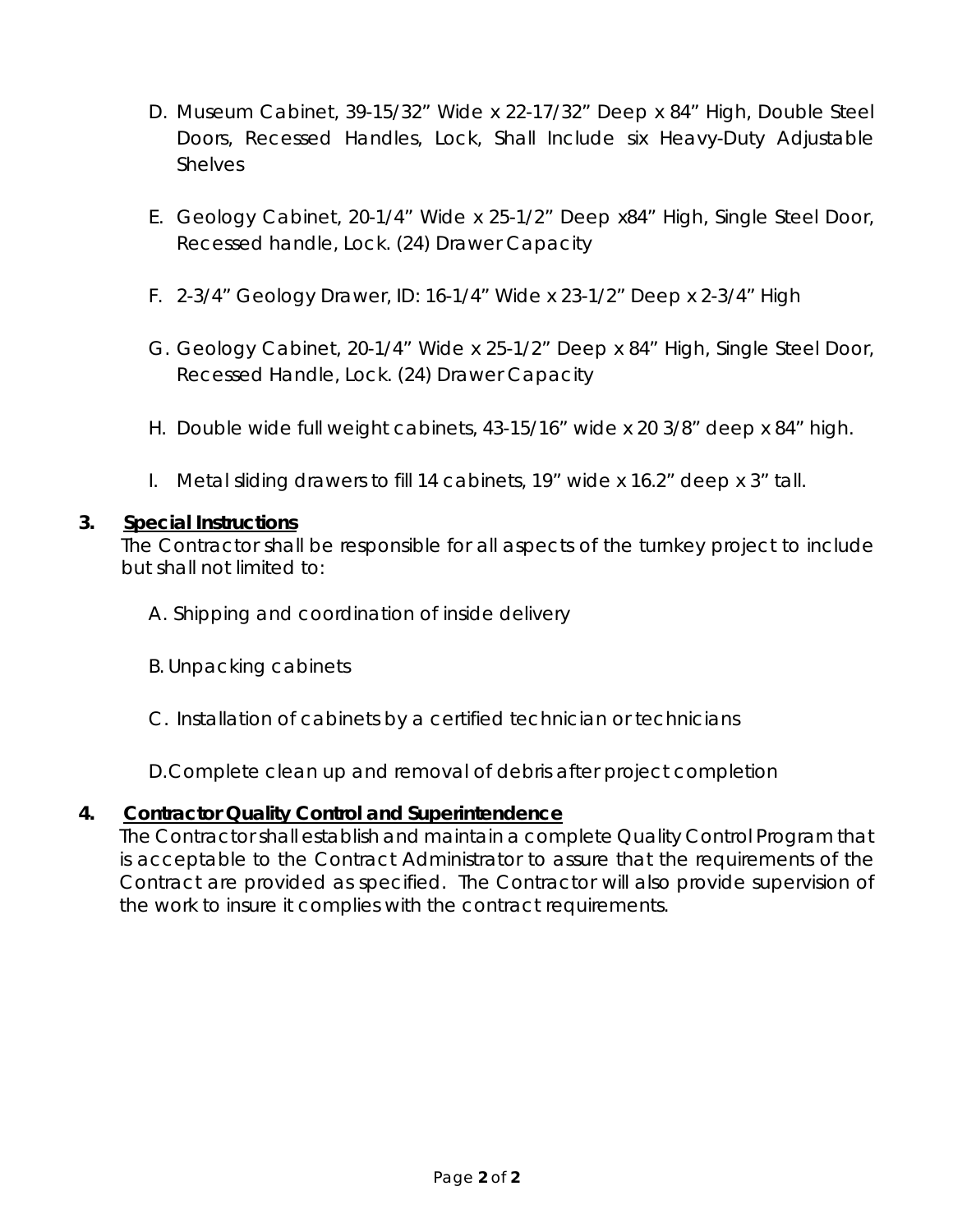D. Museum Cabinet, 39-15/32" Wide x 22-17/32" Deep x 84" High, Double Steel Doors, Recessed Handles, Lock, Shall Include six Heavy-Duty Adjustable Shelves

E. Geology Cabinet, 20-1/4" Wide x 25-1/2" Deep x84" High, Single Steel Door, Recessed handle, Lock. (24) Drawer Capacity

F. 2-3/4" Geology Drawer, ID: 16-1/4" Wide x 23-1/2" Deep x 2-3/4" High

G. Geology Cabinet, 20-1/4" Wide x 25-1/2" Deep x 84" High, Single Steel Door, Recessed Handle, Lock. (24) Drawer Capacity

H. Double wide full weight cabinets, 43-15/16" wide x 20 3/8" deep x 84" high.

I. Metal sliding drawers to fill 14 cabinets, 19" wide x 16.2" deep x 3" tall.

**3. Special Instructions**

The Contractor shall be responsible for all aspects of the turnkey project to include but shall not limited to:

A. Shipping and coordination of inside delivery

B. Unpacking cabinets

C. Installation of cabinets by a certified technician or technicians

D.Complete clean up and removal of debris after project completion

**4. Contractor Quality Control and Superintendence**

The Contractor shall establish and maintain a complete Quality Control Program that is acceptable to the Contract Administrator to assure that the requirements of the Contract are provided as specified. The Contractor will also provide supervision of the work to insure it complies with the contract requirements.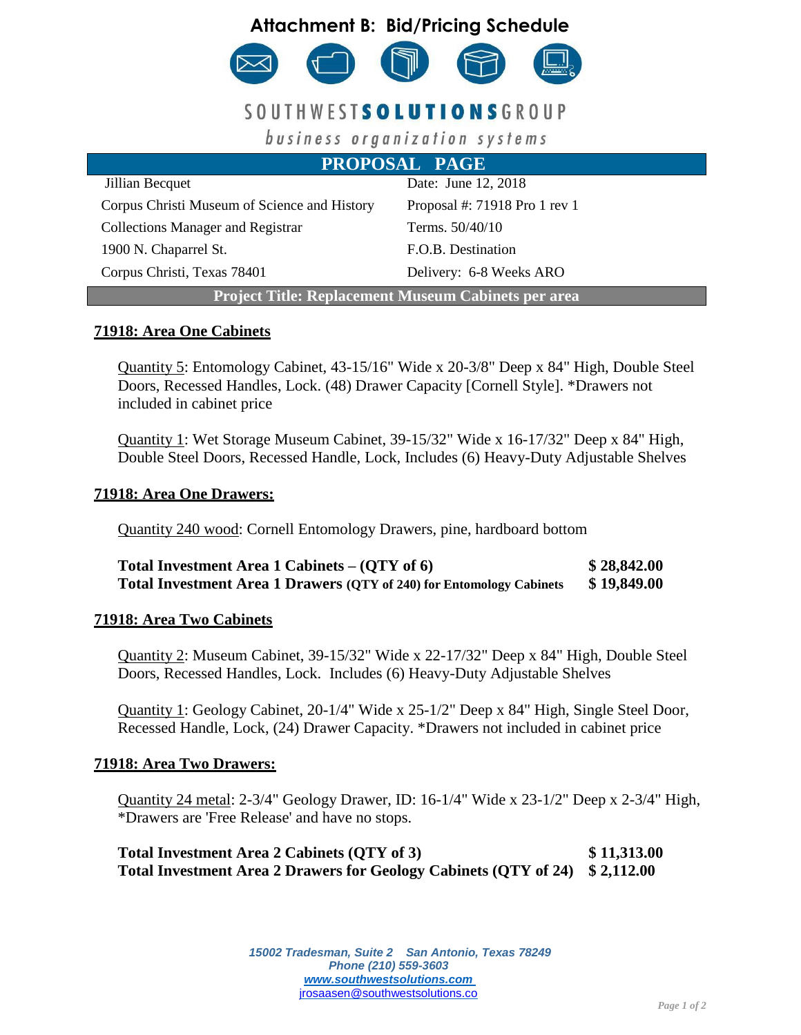# Attachment B: Bid/Pricing Schedule

SOUTHWEST**SOLUTIONS**GROUP

*business organization systems*

## PROPOSAL PAGE

| | |
|---|---|
| Jillian Becquet | Date: June 12, 2018 |
| Corpus Christi Museum of Science and History | Proposal #: 71918 Pro 1 rev 1 |
| Collections Manager and Registrar | Terms. 50/40/10 |
| 1900 N. Chaparrel St. | F.O.B. Destination |
| Corpus Christi, Texas 78401 | Delivery: 6-8 Weeks ARO |

**Project Title: Replacement Museum Cabinets per area**

### 71918: Area One Cabinets

Quantity 5: Entomology Cabinet, 43-15/16" Wide x 20-3/8" Deep x 84" High, Double Steel Doors, Recessed Handles, Lock. (48) Drawer Capacity [Cornell Style]. *Drawers not included in cabinet price

Quantity 1: Wet Storage Museum Cabinet, 39-15/32" Wide x 16-17/32" Deep x 84" High, Double Steel Doors, Recessed Handle, Lock, Includes (6) Heavy-Duty Adjustable Shelves

### 71918: Area One Drawers:

Quantity 240 wood: Cornell Entomology Drawers, pine, hardboard bottom

**Total Investment Area 1 Cabinets – (QTY of 6)** **$ 28,842.00**
**Total Investment Area 1 Drawers (QTY of 240) for Entomology Cabinets** **$ 19,849.00**

### 71918: Area Two Cabinets

Quantity 2: Museum Cabinet, 39-15/32" Wide x 22-17/32" Deep x 84" High, Double Steel Doors, Recessed Handles, Lock. Includes (6) Heavy-Duty Adjustable Shelves

Quantity 1: Geology Cabinet, 20-1/4" Wide x 25-1/2" Deep x 84" High, Single Steel Door, Recessed Handle, Lock, (24) Drawer Capacity. *Drawers not included in cabinet price

### 71918: Area Two Drawers:

Quantity 24 metal: 2-3/4" Geology Drawer, ID: 16-1/4" Wide x 23-1/2" Deep x 2-3/4" High, *Drawers are 'Free Release' and have no stops.

**Total Investment Area 2 Cabinets (QTY of 3)** **$ 11,313.00**
**Total Investment Area 2 Drawers for Geology Cabinets (QTY of 24)** **$ 2,112.00**

*15002 Tradesman, Suite 2 San Antonio, Texas 78249*
*Phone (210) 559-3603*
*www.southwestsolutions.com*
jrosaasen@southwestsolutions.co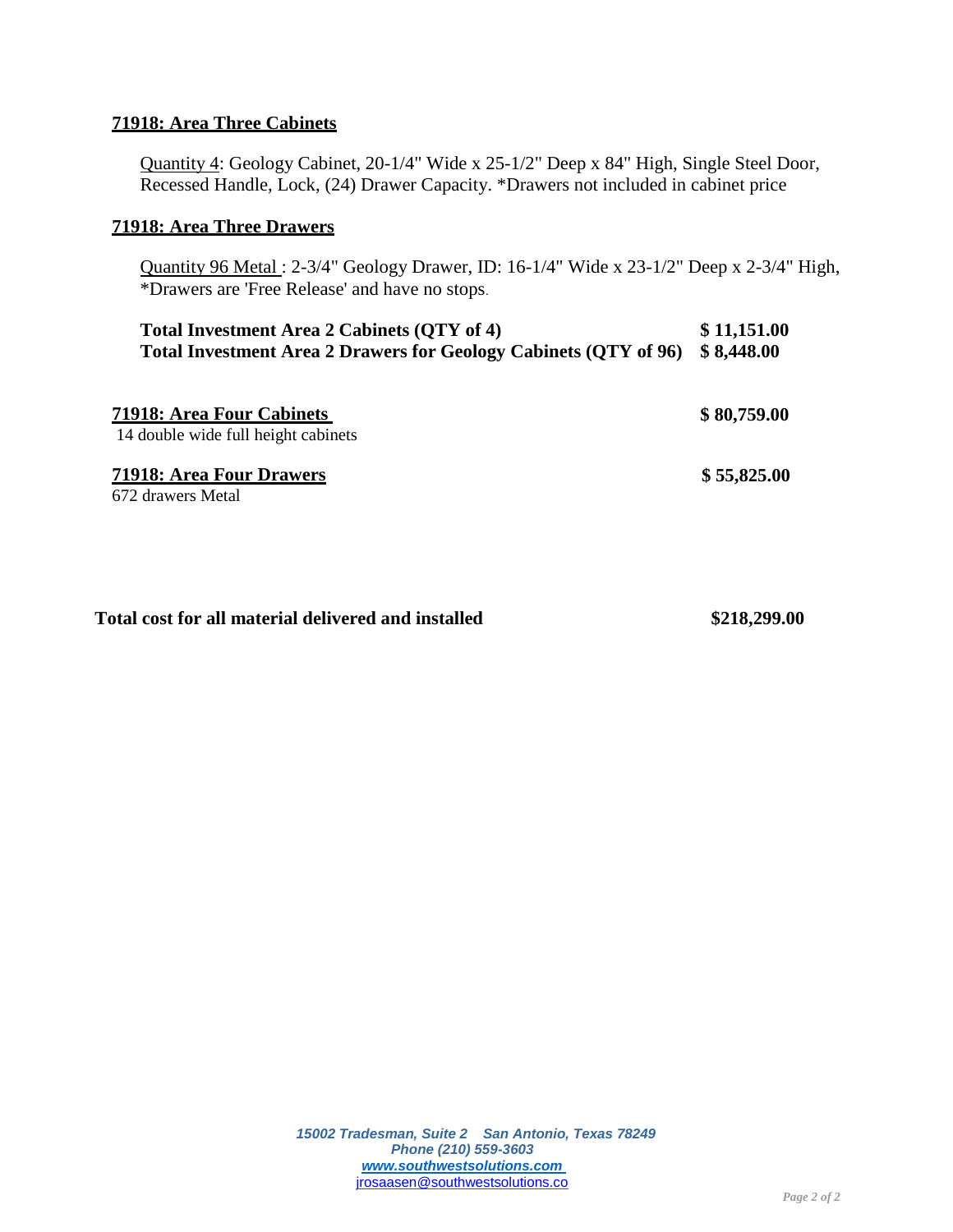**71918: Area Three Cabinets**

Quantity 4: Geology Cabinet, 20-1/4" Wide x 25-1/2" Deep x 84" High, Single Steel Door, Recessed Handle, Lock, (24) Drawer Capacity. *Drawers not included in cabinet price

**71918: Area Three Drawers**

Quantity 96 Metal : 2-3/4" Geology Drawer, ID: 16-1/4" Wide x 23-1/2" Deep x 2-3/4" High, *Drawers are 'Free Release' and have no stops.

| | |
|---|---|
| **Total Investment Area 2 Cabinets (QTY of 4)** | **$ 11,151.00** |
| **Total Investment Area 2 Drawers for Geology Cabinets (QTY of 96)** | **$ 8,448.00** |

**71918: Area Four Cabinets** — **$ 80,759.00**

14 double wide full height cabinets

**71918: Area Four Drawers** — **$ 55,825.00**

672 drawers Metal

**Total cost for all material delivered and installed** — **$218,299.00**

*15002 Tradesman, Suite 2 San Antonio, Texas 78249*
*Phone (210) 559-3603*
*www.southwestsolutions.com*
jrosaasen@southwestsolutions.co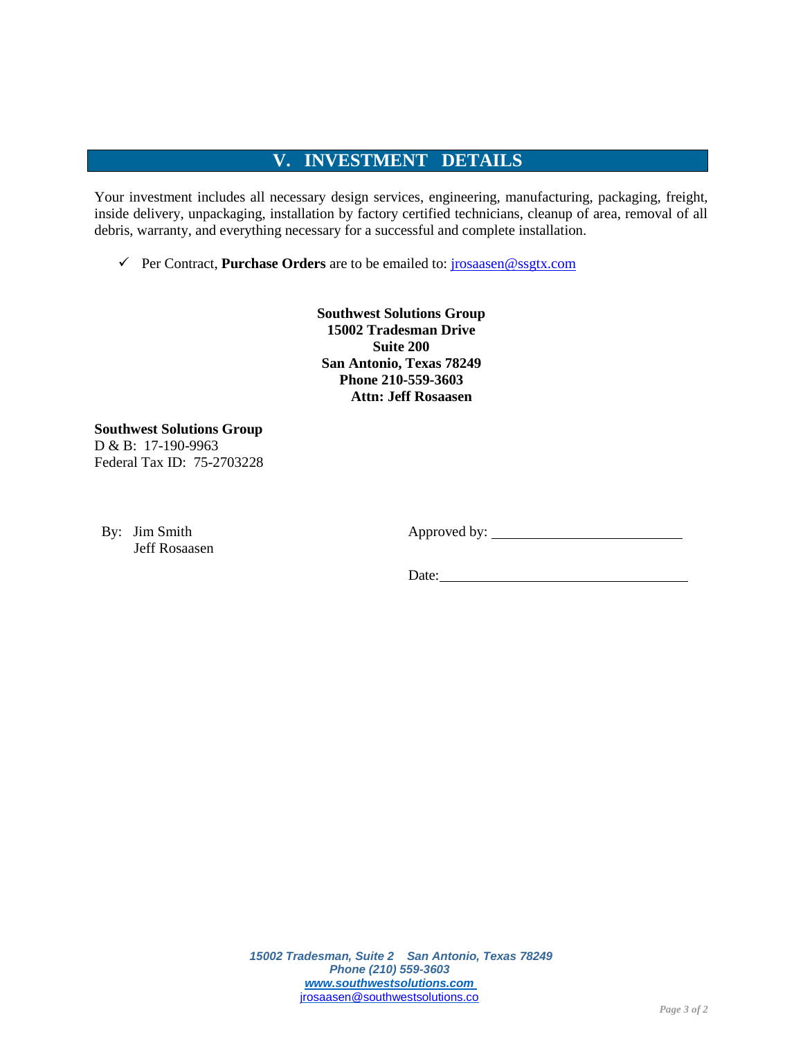## V. INVESTMENT DETAILS

Your investment includes all necessary design services, engineering, manufacturing, packaging, freight, inside delivery, unpackaging, installation by factory certified technicians, cleanup of area, removal of all debris, warranty, and everything necessary for a successful and complete installation.

- ✓ Per Contract, **Purchase Orders** are to be emailed to: jrosaasen@ssgtx.com

**Southwest Solutions Group**
**15002 Tradesman Drive**
**Suite 200**
**San Antonio, Texas 78249**
**Phone 210-559-3603**
**Attn: Jeff Rosaasen**

**Southwest Solutions Group**
D & B: 17-190-9963
Federal Tax ID: 75-2703228

By: Jim Smith
Jeff Rosaasen

Approved by: ______________________

Date: ______________________________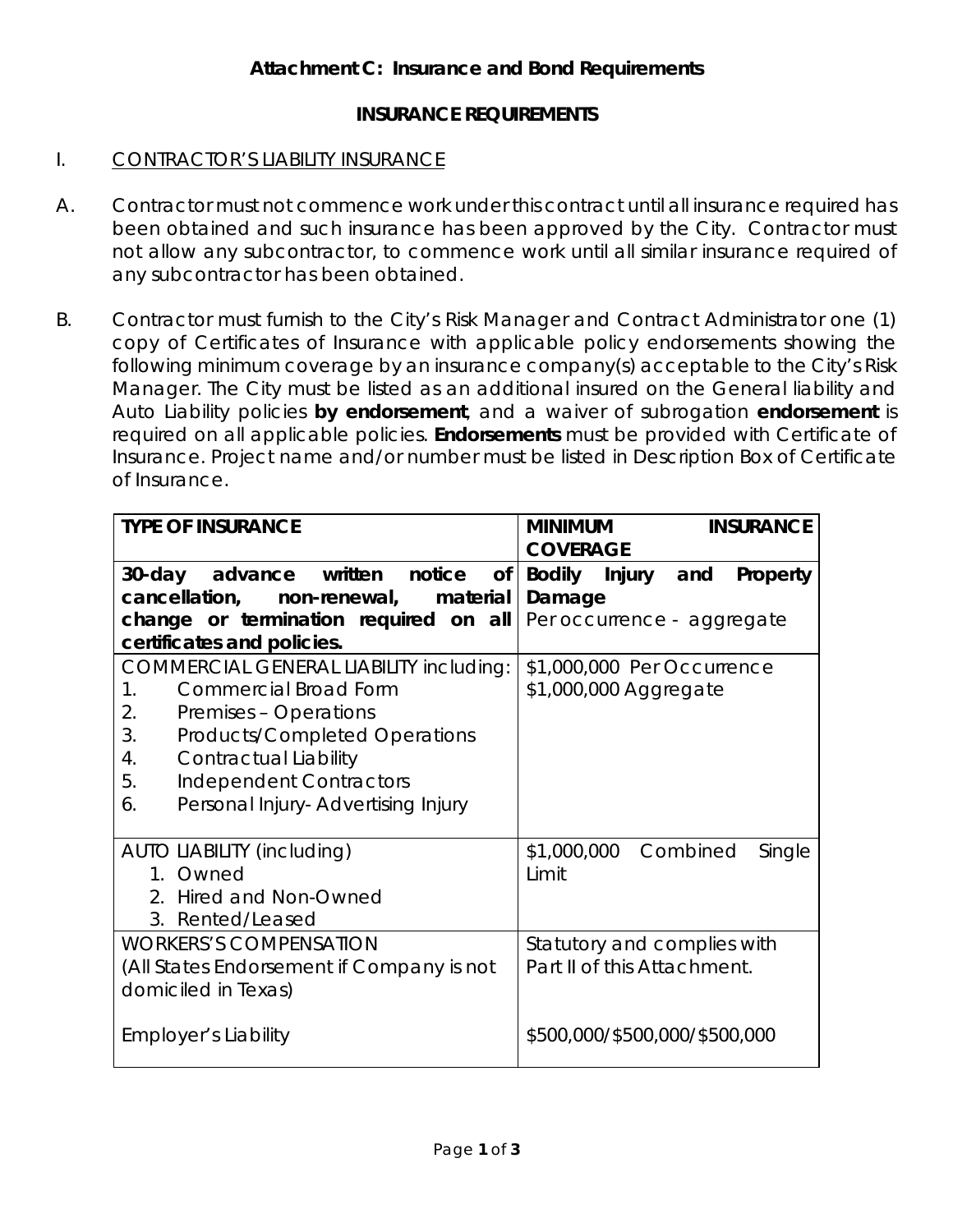## Attachment C: Insurance and Bond Requirements

### INSURANCE REQUIREMENTS

I. CONTRACTOR'S LIABILITY INSURANCE

A. Contractor must not commence work under this contract until all insurance required has been obtained and such insurance has been approved by the City. Contractor must not allow any subcontractor, to commence work until all similar insurance required of any subcontractor has been obtained.

B. Contractor must furnish to the City's Risk Manager and Contract Administrator one (1) copy of Certificates of Insurance with applicable policy endorsements showing the following minimum coverage by an insurance company(s) acceptable to the City's Risk Manager. The City must be listed as an additional insured on the General liability and Auto Liability policies **by endorsement**, and a waiver of subrogation **endorsement** is required on all applicable policies. **Endorsements** must be provided with Certificate of Insurance. Project name and/or number must be listed in Description Box of Certificate of Insurance.

| TYPE OF INSURANCE | MINIMUM INSURANCE COVERAGE |
|---|---|
| **30-day advance written notice of cancellation, non-renewal, material change or termination required on all certificates and policies.** | **Bodily Injury and Property Damage**<br>Per occurrence - aggregate |
| COMMERCIAL GENERAL LIABILITY including:<br>1. Commercial Broad Form<br>2. Premises – Operations<br>3. Products/Completed Operations<br>4. Contractual Liability<br>5. Independent Contractors<br>6. Personal Injury- Advertising Injury | \$1,000,000 Per Occurrence<br>\$1,000,000 Aggregate |
| AUTO LIABILITY (including)<br>1. Owned<br>2. Hired and Non-Owned<br>3. Rented/Leased | \$1,000,000 Combined Single Limit |
| WORKERS'S COMPENSATION<br>(All States Endorsement if Company is not domiciled in Texas)<br><br>Employer's Liability | Statutory and complies with Part II of this Attachment.<br><br>\$500,000/\$500,000/\$500,000 |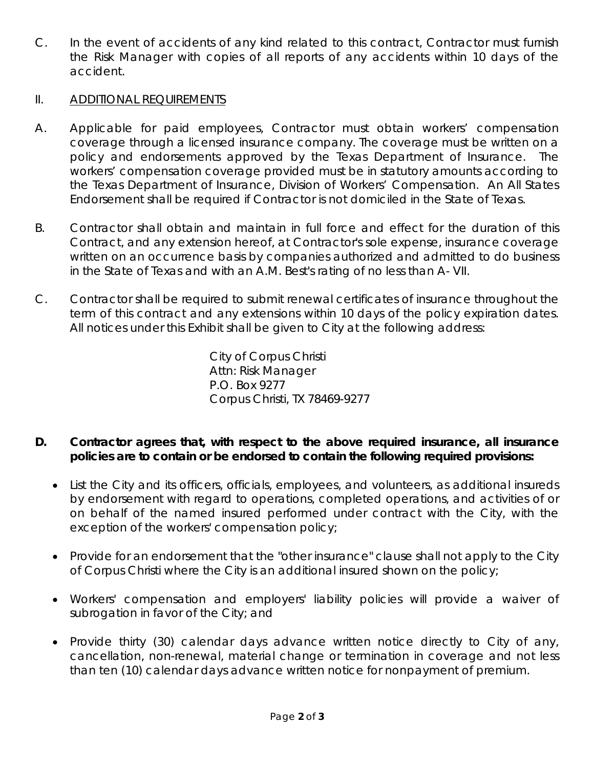C. In the event of accidents of any kind related to this contract, Contractor must furnish the Risk Manager with copies of all reports of any accidents within 10 days of the accident.

## II. ADDITIONAL REQUIREMENTS

A. Applicable for paid employees, Contractor must obtain workers' compensation coverage through a licensed insurance company. The coverage must be written on a policy and endorsements approved by the Texas Department of Insurance. The workers' compensation coverage provided must be in statutory amounts according to the Texas Department of Insurance, Division of Workers' Compensation. An All States Endorsement shall be required if Contractor is not domiciled in the State of Texas.

B. Contractor shall obtain and maintain in full force and effect for the duration of this Contract, and any extension hereof, at Contractor's sole expense, insurance coverage written on an occurrence basis by companies authorized and admitted to do business in the State of Texas and with an A.M. Best's rating of no less than A- VII.

C. Contractor shall be required to submit renewal certificates of insurance throughout the term of this contract and any extensions within 10 days of the policy expiration dates. All notices under this Exhibit shall be given to City at the following address:

City of Corpus Christi
Attn: Risk Manager
P.O. Box 9277
Corpus Christi, TX 78469-9277

**D. Contractor agrees that, with respect to the above required insurance, all insurance policies are to contain or be endorsed to contain the following required provisions:**

- List the City and its officers, officials, employees, and volunteers, as additional insureds by endorsement with regard to operations, completed operations, and activities of or on behalf of the named insured performed under contract with the City, with the exception of the workers' compensation policy;
- Provide for an endorsement that the "other insurance" clause shall not apply to the City of Corpus Christi where the City is an additional insured shown on the policy;
- Workers' compensation and employers' liability policies will provide a waiver of subrogation in favor of the City; and
- Provide thirty (30) calendar days advance written notice directly to City of any, cancellation, non-renewal, material change or termination in coverage and not less than ten (10) calendar days advance written notice for nonpayment of premium.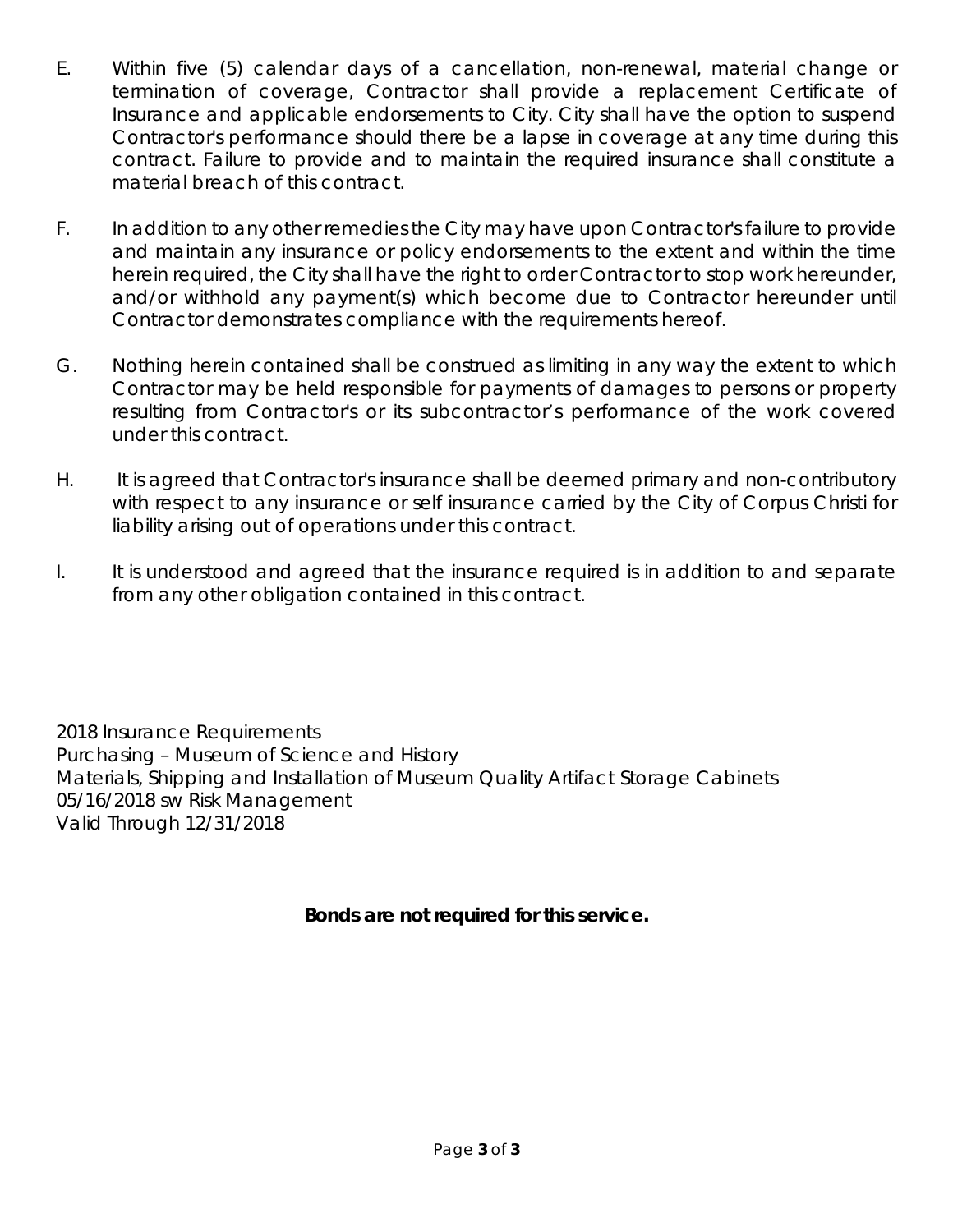E. Within five (5) calendar days of a cancellation, non-renewal, material change or termination of coverage, Contractor shall provide a replacement Certificate of Insurance and applicable endorsements to City. City shall have the option to suspend Contractor's performance should there be a lapse in coverage at any time during this contract. Failure to provide and to maintain the required insurance shall constitute a material breach of this contract.

F. In addition to any other remedies the City may have upon Contractor's failure to provide and maintain any insurance or policy endorsements to the extent and within the time herein required, the City shall have the right to order Contractor to stop work hereunder, and/or withhold any payment(s) which become due to Contractor hereunder until Contractor demonstrates compliance with the requirements hereof.

G. Nothing herein contained shall be construed as limiting in any way the extent to which Contractor may be held responsible for payments of damages to persons or property resulting from Contractor's or its subcontractor's performance of the work covered under this contract.

H. It is agreed that Contractor's insurance shall be deemed primary and non-contributory with respect to any insurance or self insurance carried by the City of Corpus Christi for liability arising out of operations under this contract.

I. It is understood and agreed that the insurance required is in addition to and separate from any other obligation contained in this contract.

2018 Insurance Requirements
Purchasing – Museum of Science and History
Materials, Shipping and Installation of Museum Quality Artifact Storage Cabinets
05/16/2018 sw Risk Management
Valid Through 12/31/2018

**Bonds are not required for this service.**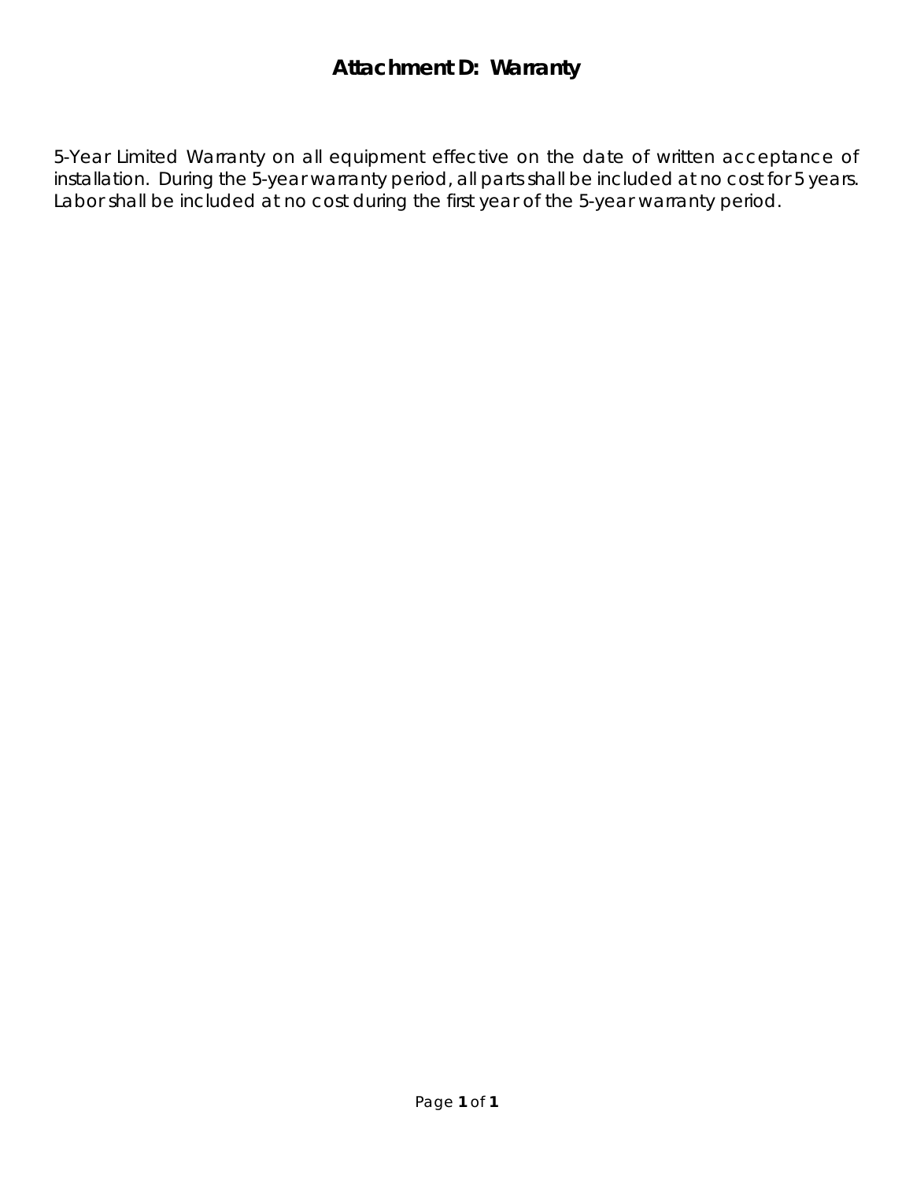# Attachment D: Warranty

5-Year Limited Warranty on all equipment effective on the date of written acceptance of installation. During the 5-year warranty period, all parts shall be included at no cost for 5 years. Labor shall be included at no cost during the first year of the 5-year warranty period.